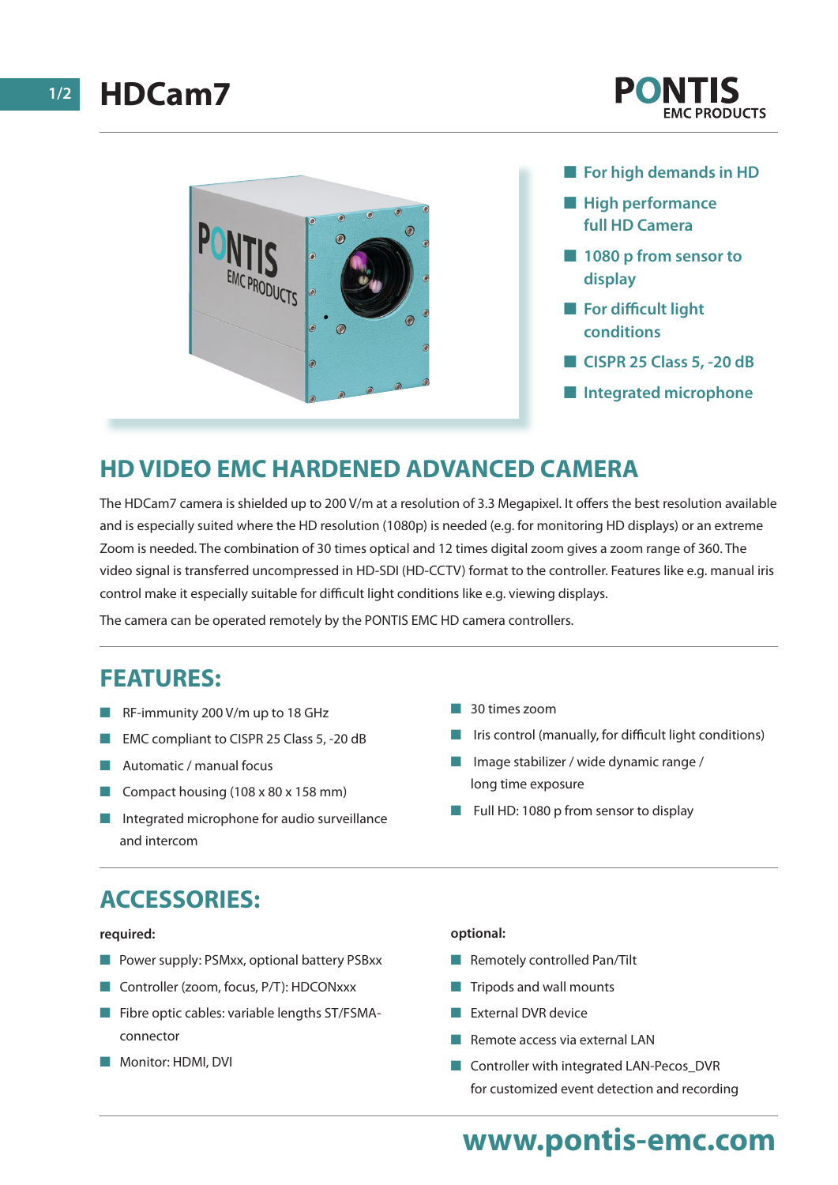# HDCam7

PONTIS
EMC PRODUCTS

- For high demands in HD
- High performance full HD Camera
- 1080 p from sensor to display
- For difficult light conditions
- CISPR 25 Class 5, -20 dB
- Integrated microphone

## HD VIDEO EMC HARDENED ADVANCED CAMERA

The HDCam7 camera is shielded up to 200 V/m at a resolution of 3.3 Megapixel. It offers the best resolution available and is especially suited where the HD resolution (1080p) is needed (e.g. for monitoring HD displays) or an extreme Zoom is needed. The combination of 30 times optical and 12 times digital zoom gives a zoom range of 360. The video signal is transferred uncompressed in HD-SDI (HD-CCTV) format to the controller. Features like e.g. manual iris control make it especially suitable for difficult light conditions like e.g. viewing displays.

The camera can be operated remotely by the PONTIS EMC HD camera controllers.

## FEATURES:

- RF-immunity 200 V/m up to 18 GHz
- EMC compliant to CISPR 25 Class 5, -20 dB
- Automatic / manual focus
- Compact housing (108 x 80 x 158 mm)
- Integrated microphone for audio surveillance and intercom
- 30 times zoom
- Iris control (manually, for difficult light conditions)
- Image stabilizer / wide dynamic range / long time exposure
- Full HD: 1080 p from sensor to display

## ACCESSORIES:

**required:**

- Power supply: PSMxx, optional battery PSBxx
- Controller (zoom, focus, P/T): HDCONxxx
- Fibre optic cables: variable lengths ST/FSMA-connector
- Monitor: HDMI, DVI

**optional:**

- Remotely controlled Pan/Tilt
- Tripods and wall mounts
- External DVR device
- Remote access via external LAN
- Controller with integrated LAN-Pecos_DVR for customized event detection and recording

**www.pontis-emc.com**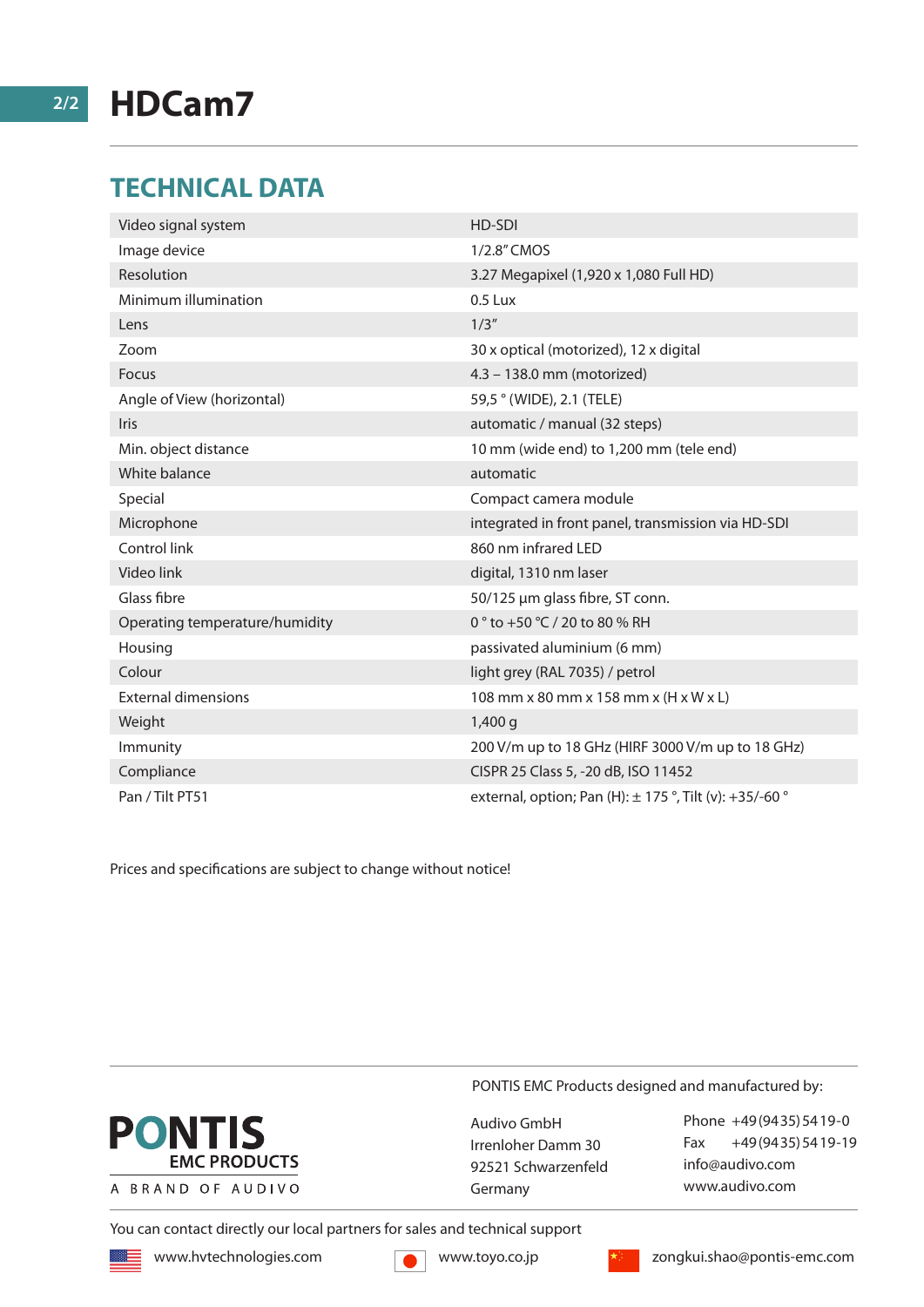# HDCam7

## TECHNICAL DATA

| | |
|---|---|
| Video signal system | HD-SDI |
| Image device | 1/2.8" CMOS |
| Resolution | 3.27 Megapixel (1,920 x 1,080 Full HD) |
| Minimum illumination | 0.5 Lux |
| Lens | 1/3" |
| Zoom | 30 x optical (motorized), 12 x digital |
| Focus | 4.3 – 138.0 mm (motorized) |
| Angle of View (horizontal) | 59,5 ° (WIDE), 2.1 (TELE) |
| Iris | automatic / manual (32 steps) |
| Min. object distance | 10 mm (wide end) to 1,200 mm (tele end) |
| White balance | automatic |
| Special | Compact camera module |
| Microphone | integrated in front panel, transmission via HD-SDI |
| Control link | 860 nm infrared LED |
| Video link | digital, 1310 nm laser |
| Glass fibre | 50/125 µm glass fibre, ST conn. |
| Operating temperature/humidity | 0 ° to +50 °C / 20 to 80 % RH |
| Housing | passivated aluminium (6 mm) |
| Colour | light grey (RAL 7035) / petrol |
| External dimensions | 108 mm x 80 mm x 158 mm x (H x W x L) |
| Weight | 1,400 g |
| Immunity | 200 V/m up to 18 GHz (HIRF 3000 V/m up to 18 GHz) |
| Compliance | CISPR 25 Class 5, -20 dB, ISO 11452 |
| Pan / Tilt PT51 | external, option; Pan (H): ± 175 °, Tilt (v): +35/-60 ° |

Prices and specifications are subject to change without notice!

PONTIS EMC PRODUCTS
A BRAND OF AUDIVO

PONTIS EMC Products designed and manufactured by:

Audivo GmbH
Irrenloher Damm 30
92521 Schwarzenfeld
Germany

Phone +49 (9435) 5419-0
Fax +49 (9435) 5419-19
info@audivo.com
www.audivo.com

You can contact directly our local partners for sales and technical support

www.hvtechnologies.com

www.toyo.co.jp

zongkui.shao@pontis-emc.com